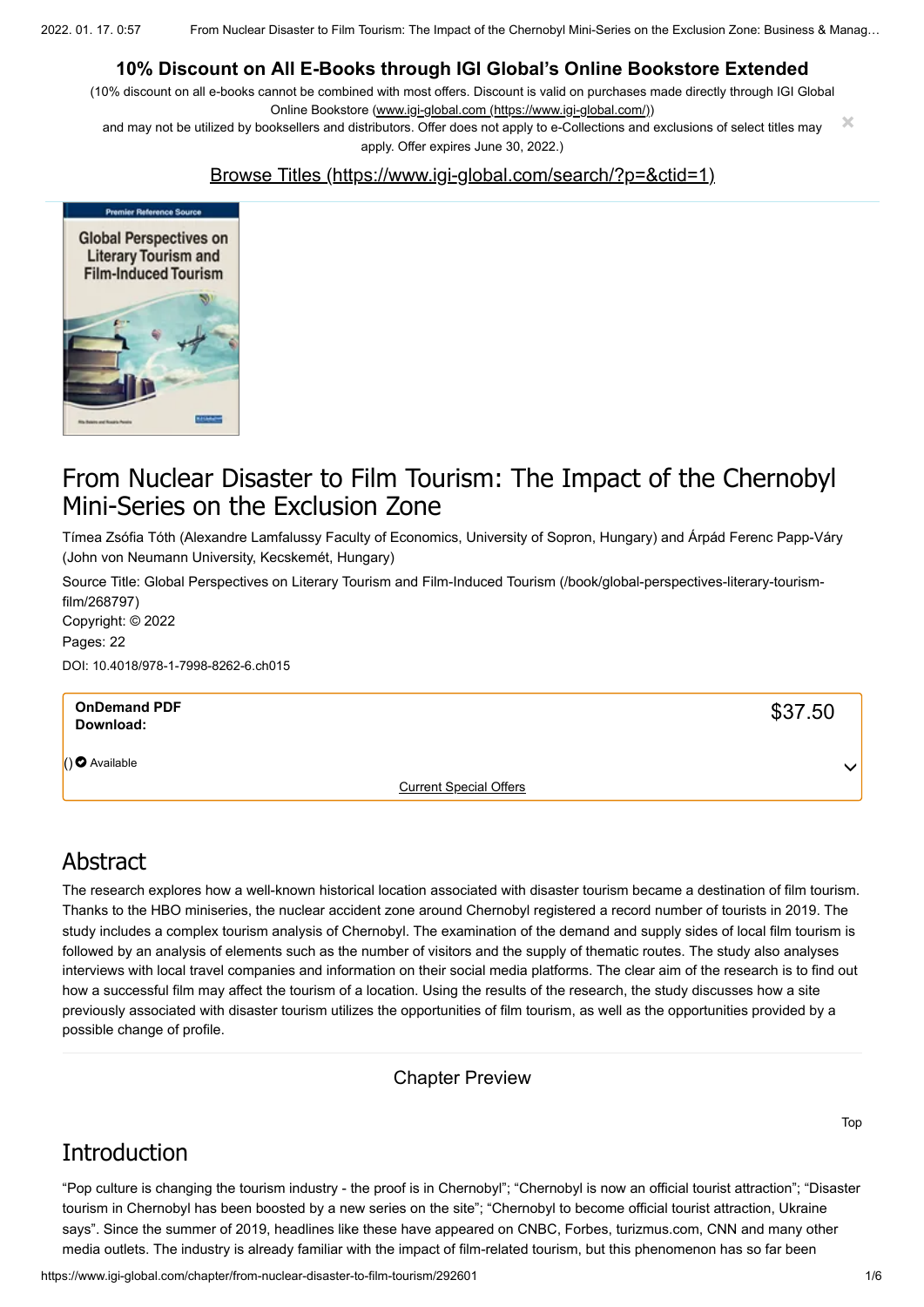# 10% Discount on All E-Books through IGI Global's Online Bookstore Extended

(10% discount on all e-books cannot be combined with most offers. Discount is valid on purchases made directly through IGI Global Online Bookstore (www.igi-global.com (https://www.igi-global.com/)) and may not be utilized by booksellers and distributors. Offer does not apply to e-Collections and exclusions of select titles may apply. Offer expires June 30, 2022.)

Browse Titles (https://www.igi-global.com/search/?p=&ctid=1)

# From Nuclear Disaster to Film Tourism: The Impact of the Chernobyl Mini-Series on the Exclusion Zone

Tímea Zsófia Tóth (Alexandre Lamfalussy Faculty of Economics, University of Sopron, Hungary) and Árpád Ferenc Papp-Váry (John von Neumann University, Kecskemét, Hungary)

Source Title: Global Perspectives on Literary Tourism and Film-Induced Tourism (/book/global-perspectives-literary-tourism-film/268797)

Copyright: © 2022

Pages: 22

DOI: 10.4018/978-1-7998-8262-6.ch015

**OnDemand PDF Download:** $37.50

() Available

Current Special Offers

## Abstract

The research explores how a well-known historical location associated with disaster tourism became a destination of film tourism. Thanks to the HBO miniseries, the nuclear accident zone around Chernobyl registered a record number of tourists in 2019. The study includes a complex tourism analysis of Chernobyl. The examination of the demand and supply sides of local film tourism is followed by an analysis of elements such as the number of visitors and the supply of thematic routes. The study also analyses interviews with local travel companies and information on their social media platforms. The clear aim of the research is to find out how a successful film may affect the tourism of a location. Using the results of the research, the study discusses how a site previously associated with disaster tourism utilizes the opportunities of film tourism, as well as the opportunities provided by a possible change of profile.

Chapter Preview

Top

## Introduction

"Pop culture is changing the tourism industry - the proof is in Chernobyl"; "Chernobyl is now an official tourist attraction"; "Disaster tourism in Chernobyl has been boosted by a new series on the site"; "Chernobyl to become official tourist attraction, Ukraine says". Since the summer of 2019, headlines like these have appeared on CNBC, Forbes, turizmus.com, CNN and many other media outlets. The industry is already familiar with the impact of film-related tourism, but this phenomenon has so far been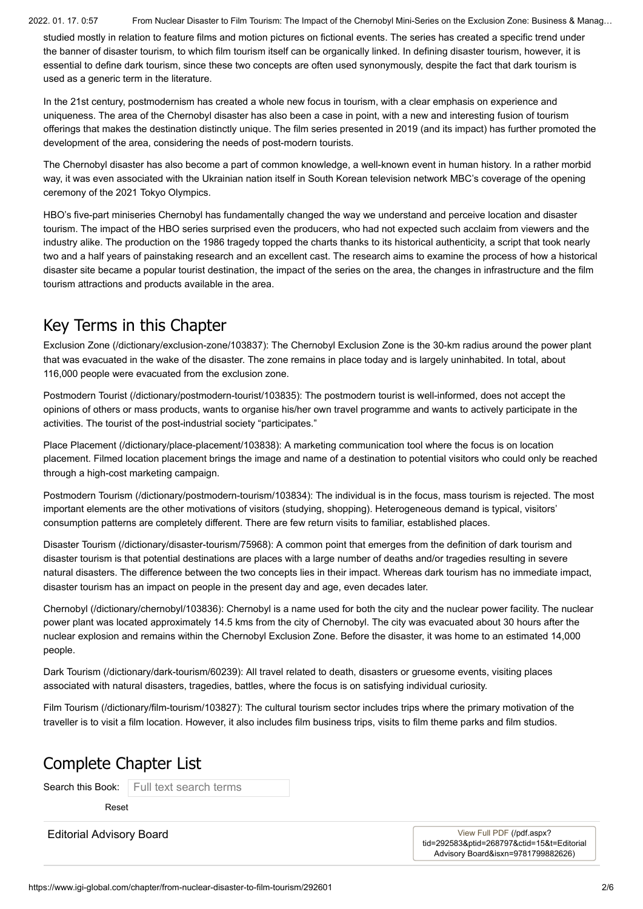studied mostly in relation to feature films and motion pictures on fictional events. The series has created a specific trend under the banner of disaster tourism, to which film tourism itself can be organically linked. In defining disaster tourism, however, it is essential to define dark tourism, since these two concepts are often used synonymously, despite the fact that dark tourism is used as a generic term in the literature.

In the 21st century, postmodernism has created a whole new focus in tourism, with a clear emphasis on experience and uniqueness. The area of the Chernobyl disaster has also been a case in point, with a new and interesting fusion of tourism offerings that makes the destination distinctly unique. The film series presented in 2019 (and its impact) has further promoted the development of the area, considering the needs of post-modern tourists.

The Chernobyl disaster has also become a part of common knowledge, a well-known event in human history. In a rather morbid way, it was even associated with the Ukrainian nation itself in South Korean television network MBC's coverage of the opening ceremony of the 2021 Tokyo Olympics.

HBO's five-part miniseries Chernobyl has fundamentally changed the way we understand and perceive location and disaster tourism. The impact of the HBO series surprised even the producers, who had not expected such acclaim from viewers and the industry alike. The production on the 1986 tragedy topped the charts thanks to its historical authenticity, a script that took nearly two and a half years of painstaking research and an excellent cast. The research aims to examine the process of how a historical disaster site became a popular tourist destination, the impact of the series on the area, the changes in infrastructure and the film tourism attractions and products available in the area.

## Key Terms in this Chapter

Exclusion Zone (/dictionary/exclusion-zone/103837): The Chernobyl Exclusion Zone is the 30-km radius around the power plant that was evacuated in the wake of the disaster. The zone remains in place today and is largely uninhabited. In total, about 116,000 people were evacuated from the exclusion zone.

Postmodern Tourist (/dictionary/postmodern-tourist/103835): The postmodern tourist is well-informed, does not accept the opinions of others or mass products, wants to organise his/her own travel programme and wants to actively participate in the activities. The tourist of the post-industrial society "participates."

Place Placement (/dictionary/place-placement/103838): A marketing communication tool where the focus is on location placement. Filmed location placement brings the image and name of a destination to potential visitors who could only be reached through a high-cost marketing campaign.

Postmodern Tourism (/dictionary/postmodern-tourism/103834): The individual is in the focus, mass tourism is rejected. The most important elements are the other motivations of visitors (studying, shopping). Heterogeneous demand is typical, visitors' consumption patterns are completely different. There are few return visits to familiar, established places.

Disaster Tourism (/dictionary/disaster-tourism/75968): A common point that emerges from the definition of dark tourism and disaster tourism is that potential destinations are places with a large number of deaths and/or tragedies resulting in severe natural disasters. The difference between the two concepts lies in their impact. Whereas dark tourism has no immediate impact, disaster tourism has an impact on people in the present day and age, even decades later.

Chernobyl (/dictionary/chernobyl/103836): Chernobyl is a name used for both the city and the nuclear power facility. The nuclear power plant was located approximately 14.5 kms from the city of Chernobyl. The city was evacuated about 30 hours after the nuclear explosion and remains within the Chernobyl Exclusion Zone. Before the disaster, it was home to an estimated 14,000 people.

Dark Tourism (/dictionary/dark-tourism/60239): All travel related to death, disasters or gruesome events, visiting places associated with natural disasters, tragedies, battles, where the focus is on satisfying individual curiosity.

Film Tourism (/dictionary/film-tourism/103827): The cultural tourism sector includes trips where the primary motivation of the traveller is to visit a film location. However, it also includes film business trips, visits to film theme parks and film studios.

## Complete Chapter List

Search this Book: Full text search terms

Reset

Editorial Advisory Board

View Full PDF (/pdf.aspx?tid=292583&ptid=268797&ctid=15&t=Editorial Advisory Board&isxn=9781799882626)